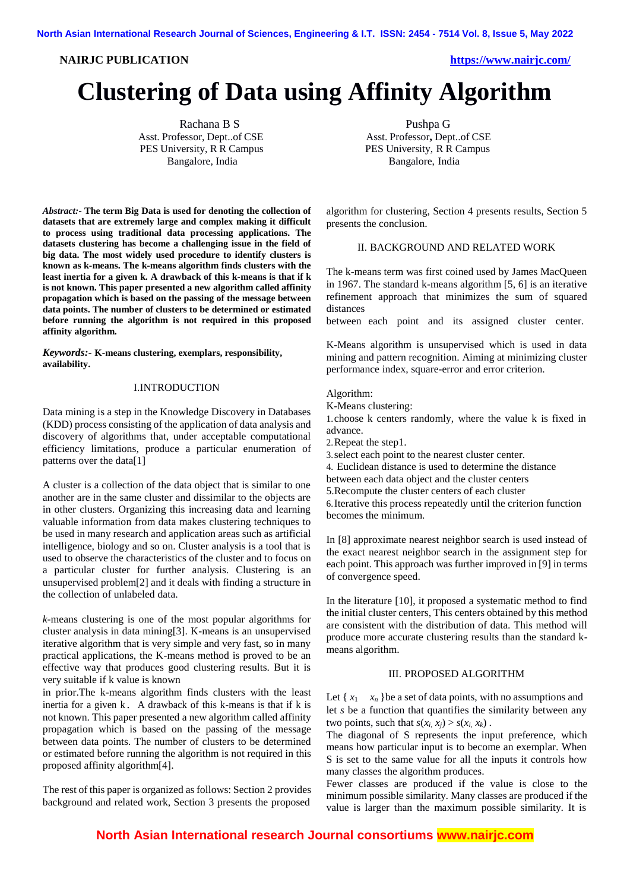**NAIRJC PUBLICATION** https://www.nairjc.com/

# Clustering of Data using Affinity Algorithm

Rachana B S
Asst. Professor, Dept..of CSE
PES University, R R Campus
Bangalore, India

Pushpa G
Asst. Professor, Dept..of CSE
PES University, R R Campus
Bangalore, India

***Abstract:-*** **The term Big Data is used for denoting the collection of datasets that are extremely large and complex making it difficult to process using traditional data processing applications. The datasets clustering has become a challenging issue in the field of big data. The most widely used procedure to identify clusters is known as k-means. The k-means algorithm finds clusters with the least inertia for a given k. A drawback of this k-means is that if k is not known. This paper presented a new algorithm called affinity propagation which is based on the passing of the message between data points. The number of clusters to be determined or estimated before running the algorithm is not required in this proposed affinity algorithm.**

***Keywords:-*** **K-means clustering, exemplars, responsibility, availability.**

## I.INTRODUCTION

Data mining is a step in the Knowledge Discovery in Databases (KDD) process consisting of the application of data analysis and discovery of algorithms that, under acceptable computational efficiency limitations, produce a particular enumeration of patterns over the data[1]

A cluster is a collection of the data object that is similar to one another are in the same cluster and dissimilar to the objects are in other clusters. Organizing this increasing data and learning valuable information from data makes clustering techniques to be used in many research and application areas such as artificial intelligence, biology and so on. Cluster analysis is a tool that is used to observe the characteristics of the cluster and to focus on a particular cluster for further analysis. Clustering is an unsupervised problem[2] and it deals with finding a structure in the collection of unlabeled data.

*k*-means clustering is one of the most popular algorithms for cluster analysis in data mining[3]. K-means is an unsupervised iterative algorithm that is very simple and very fast, so in many practical applications, the K-means method is proved to be an effective way that produces good clustering results. But it is very suitable if k value is known

in prior.The k-means algorithm finds clusters with the least inertia for a given k. A drawback of this k-means is that if k is not known. This paper presented a new algorithm called affinity propagation which is based on the passing of the message between data points. The number of clusters to be determined or estimated before running the algorithm is not required in this proposed affinity algorithm[4].

The rest of this paper is organized as follows: Section 2 provides background and related work, Section 3 presents the proposed algorithm for clustering, Section 4 presents results, Section 5 presents the conclusion.

## II. BACKGROUND AND RELATED WORK

The k-means term was first coined used by James MacQueen in 1967. The standard k-means algorithm [5, 6] is an iterative refinement approach that minimizes the sum of squared distances

between each point and its assigned cluster center.

K-Means algorithm is unsupervised which is used in data mining and pattern recognition. Aiming at minimizing cluster performance index, square-error and error criterion.

Algorithm:

K-Means clustering:

1. choose k centers randomly, where the value k is fixed in advance.
2. Repeat the step1.
3. select each point to the nearest cluster center.
4. Euclidean distance is used to determine the distance between each data object and the cluster centers
5. Recompute the cluster centers of each cluster
6. Iterative this process repeatedly until the criterion function becomes the minimum.

In [8] approximate nearest neighbor search is used instead of the exact nearest neighbor search in the assignment step for each point. This approach was further improved in [9] in terms of convergence speed.

In the literature [10], it proposed a systematic method to find the initial cluster centers, This centers obtained by this method are consistent with the distribution of data. This method will produce more accurate clustering results than the standard k-means algorithm.

## III. PROPOSED ALGORITHM

Let $\{ x_1 \quad x_n \}$ be a set of data points, with no assumptions and let $s$ be a function that quantifies the similarity between any two points, such that $s(x_i, x_j) > s(x_i, x_k)$ .

The diagonal of S represents the input preference, which means how particular input is to become an exemplar. When S is set to the same value for all the inputs it controls how many classes the algorithm produces.

Fewer classes are produced if the value is close to the minimum possible similarity. Many classes are produced if the value is larger than the maximum possible similarity. It is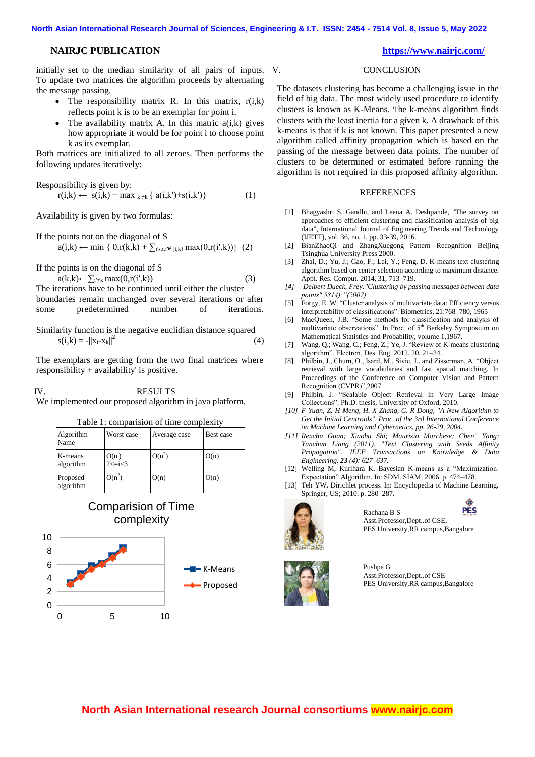initially set to the median similarity of all pairs of inputs. To update two matrices the algorithm proceeds by alternating the message passing.

- The responsibility matrix R. In this matrix, r(i,k) reflects point k is to be an exemplar for point i.
- The availability matrix A. In this matric a(i,k) gives how appropriate it would be for point i to choose point k as its exemplar.

Both matrices are initialized to all zeroes. Then performs the following updates iteratively:

Responsibility is given by:

$$r(i,k) \leftarrow s(i,k) - \max_{k' \neq k} \{ a(i,k') + s(i,k') \} \quad (1)$$

Availability is given by two formulas:

If the points not on the diagonal of S

$$a(i,k) \leftarrow \min \{ 0, r(k,k) + \sum_{i' s.t. i' \notin \{i,k\}} \max(0, r(i',k)) \} \quad (2)$$

If the points is on the diagonal of S

$$a(k,k) \leftarrow \sum_{i' \neq k} \max(0, r(i',k)) \quad (3)$$

The iterations have to be continued until either the cluster boundaries remain unchanged over several iterations or after some predetermined number of iterations.

Similarity function is the negative euclidian distance squared

$$s(i,k) = -\|x_i - x_k\|^2 \quad (4)$$

The exemplars are getting from the two final matrices where responsibility + availability' is positive.

## IV. RESULTS

We implemented our proposed algorithm in java platform.

Table 1: comparision of time complexity

| Algorithm Name | Worst case | Average case | Best case |
|---|---|---|---|
| K-means algorithm | $O(n^i)$ $2<=i<3$ | $O(n^2)$ | O(n) |
| Proposed algorithm | $O(n^2)$ | O(n) | O(n) |

Comparision of Time complexity

10
8
6
4
2
0
0
5
10

K-Means
Proposed

## V. CONCLUSION

The datasets clustering has become a challenging issue in the field of big data. The most widely used procedure to identify clusters is known as K-Means. The k-means algorithm finds clusters with the least inertia for a given k. A drawback of this k-means is that if k is not known. This paper presented a new algorithm called affinity propagation which is based on the passing of the message between data points. The number of clusters to be determined or estimated before running the algorithm is not required in this proposed affinity algorithm.

## REFERENCES

[1] Bhagyashri S. Gandhi, and Leena A. Deshpande, "The survey on approaches to efficient clustering and classification analysis of big data", International Journal of Engineering Trends and Technology (IJETT), vol. 36, no. 1, pp. 33-39, 2016.

[2] BianZhaoQi and ZhangXuegong Pattern Recognition Beijing Tsinghua University Press 2000.

[3] Zhai, D.; Yu, J.; Gao, F.; Lei, Y.; Feng, D. K-means text clustering algorithm based on center selection according to maximum distance. Appl. Res. Comput. 2014, 31, 713–719.

[4] *Delbert Dueck, Frey:"Clustering by passing messages between data points".5814):"(2007).*

[5] Forgy, E. W. "Cluster analysis of multivariate data: Efficiency versus interpretability of classifications". Biometrics, 21:768–780, 1965

[6] MacQueen, J.B. "Some methods for classification and analysis of multivariate observations". In Proc. of 5th Berkeley Symposium on Mathematical Statistics and Probability, volume 1,1967.

[7] Wang, Q.; Wang, C.; Feng, Z.; Ye, J. "Review of K-means clustering algorithm". Electron. Des. Eng. 2012, 20, 21–24.

[8] Philbin, J., Chum, O., Isard, M., Sivic, J., and Zisserman, A. "Object retrieval with large vocabularies and fast spatial matching. In Proceedings of the Conference on Computer Vision and Pattern Recognition (CVPR)",2007.

[9] Philbin, J. "Scalable Object Retrieval in Very Large Image Collections". Ph.D. thesis, University of Oxford, 2010.

[10] *F Yuan, Z. H Meng, H. X Zhang, C. R Dong, "A New Algorithm to Get the Initial Centroids", Proc. of the 3rd International Conference on Machine Learning and Cybernetics, pp. 26-29, 2004.*

[11] *Renchu Guan; Xiaohu Shi; Maurizio Marchese; Chen" Yang; Yanchun Liang (2011). "Text Clustering with Seeds Affinity Propagation". IEEE Transactions on Knowledge & Data Engineering. **23** (4): 627–637.*

[12] Welling M, Kurihara K. Bayesian K-means as a "Maximization-Expectation" Algorithm. In: SDM. SIAM; 2006. p. 474–478.

[13] Teh YW. Dirichlet process. In: Encyclopedia of Machine Learning. Springer, US; 2010. p. 280–287.

Rachana B S
Asst.Professor,Dept..of CSE,
PES University,RR campus,Bangalore

Pushpa G
Asst.Professor,Dept..of CSE
PES University,RR campus,Bangalore